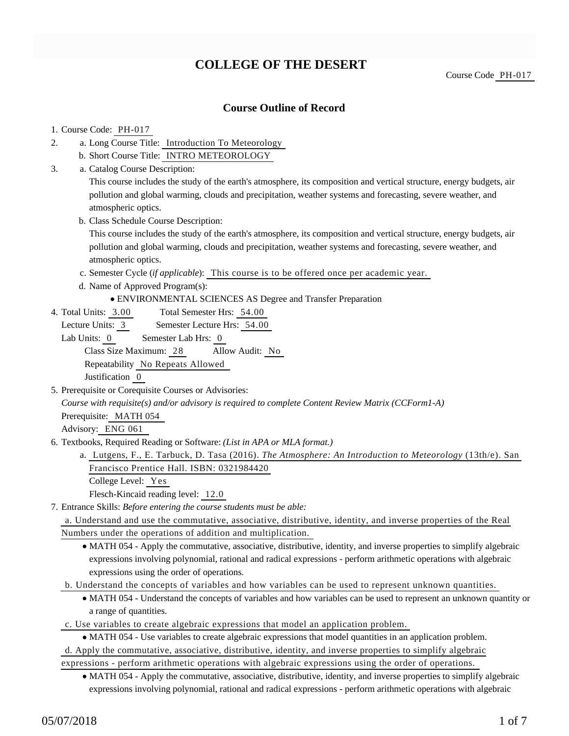# COLLEGE OF THE DESERT

Course Code PH-017

## Course Outline of Record

1. Course Code: PH-017
2. a. Long Course Title: Introduction To Meteorology
   b. Short Course Title: INTRO METEOROLOGY
3. a. Catalog Course Description:
   This course includes the study of the earth's atmosphere, its composition and vertical structure, energy budgets, air pollution and global warming, clouds and precipitation, weather systems and forecasting, severe weather, and atmospheric optics.
   b. Class Schedule Course Description:
   This course includes the study of the earth's atmosphere, its composition and vertical structure, energy budgets, air pollution and global warming, clouds and precipitation, weather systems and forecasting, severe weather, and atmospheric optics.
   c. Semester Cycle (*if applicable*): This course is to be offered once per academic year.
   d. Name of Approved Program(s):
      - ENVIRONMENTAL SCIENCES AS Degree and Transfer Preparation
4. Total Units: 3.00 Total Semester Hrs: 54.00
   Lecture Units: 3 Semester Lecture Hrs: 54.00
   Lab Units: 0 Semester Lab Hrs: 0
   Class Size Maximum: 28 Allow Audit: No
   Repeatability No Repeats Allowed
   Justification 0
5. Prerequisite or Corequisite Courses or Advisories:
   *Course with requisite(s) and/or advisory is required to complete Content Review Matrix (CCForm1-A)*
   Prerequisite: MATH 054
   Advisory: ENG 061
6. Textbooks, Required Reading or Software: *(List in APA or MLA format.)*
   a. Lutgens, F., E. Tarbuck, D. Tasa (2016). *The Atmosphere: An Introduction to Meteorology* (13th/e). San Francisco Prentice Hall. ISBN: 0321984420
   College Level: Yes
   Flesch-Kincaid reading level: 12.0
7. Entrance Skills: *Before entering the course students must be able:*
   a. Understand and use the commutative, associative, distributive, identity, and inverse properties of the Real Numbers under the operations of addition and multiplication.
      - MATH 054 - Apply the commutative, associative, distributive, identity, and inverse properties to simplify algebraic expressions involving polynomial, rational and radical expressions - perform arithmetic operations with algebraic expressions using the order of operations.
   b. Understand the concepts of variables and how variables can be used to represent unknown quantities.
      - MATH 054 - Understand the concepts of variables and how variables can be used to represent an unknown quantity or a range of quantities.
   c. Use variables to create algebraic expressions that model an application problem.
      - MATH 054 - Use variables to create algebraic expressions that model quantities in an application problem.
   d. Apply the commutative, associative, distributive, identity, and inverse properties to simplify algebraic expressions - perform arithmetic operations with algebraic expressions using the order of operations.
      - MATH 054 - Apply the commutative, associative, distributive, identity, and inverse properties to simplify algebraic expressions involving polynomial, rational and radical expressions - perform arithmetic operations with algebraic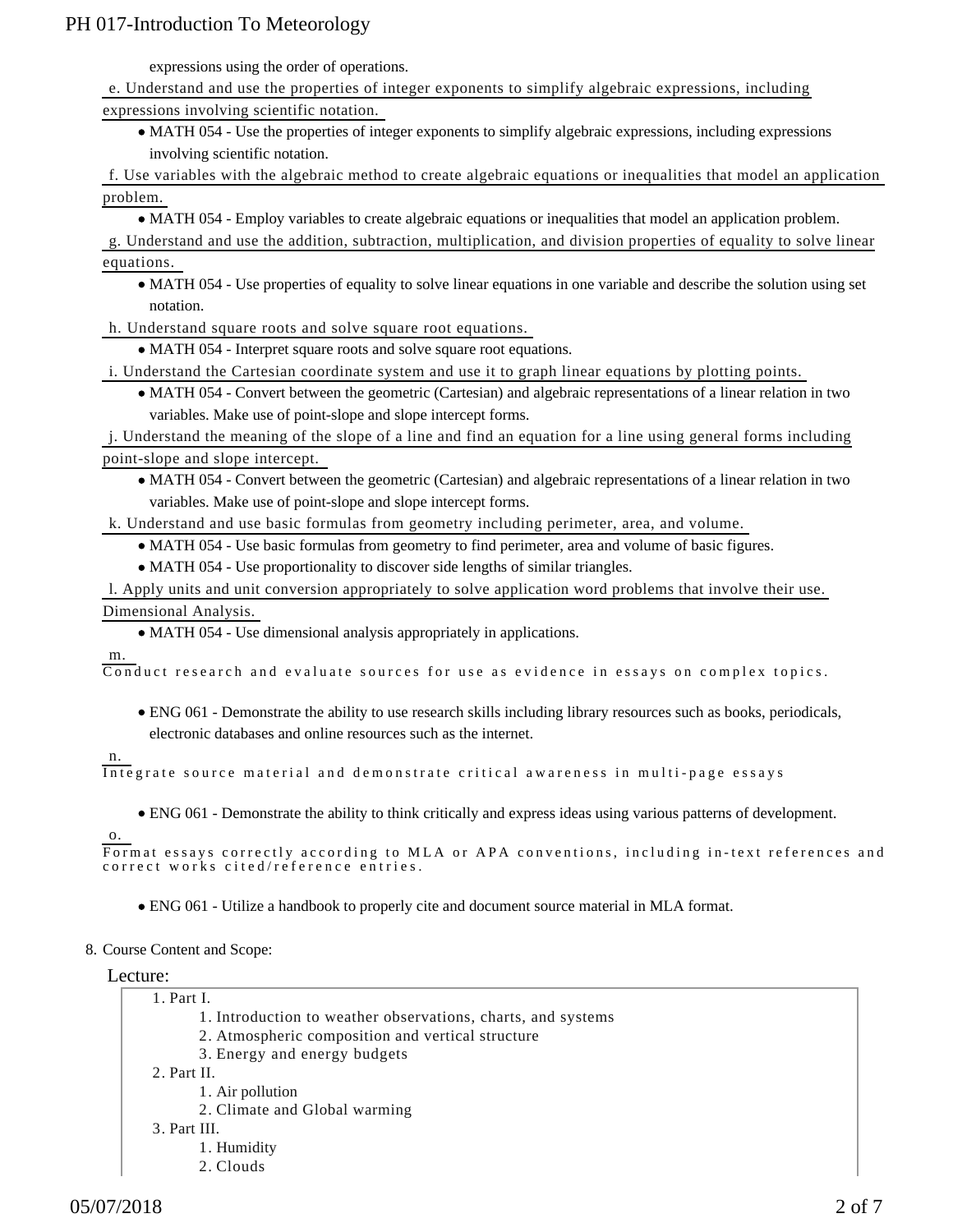expressions using the order of operations.

e. Understand and use the properties of integer exponents to simplify algebraic expressions, including expressions involving scientific notation.

- MATH 054 - Use the properties of integer exponents to simplify algebraic expressions, including expressions involving scientific notation.

f. Use variables with the algebraic method to create algebraic equations or inequalities that model an application problem.

- MATH 054 - Employ variables to create algebraic equations or inequalities that model an application problem.

g. Understand and use the addition, subtraction, multiplication, and division properties of equality to solve linear equations.

- MATH 054 - Use properties of equality to solve linear equations in one variable and describe the solution using set notation.

h. Understand square roots and solve square root equations.

- MATH 054 - Interpret square roots and solve square root equations.

i. Understand the Cartesian coordinate system and use it to graph linear equations by plotting points.

- MATH 054 - Convert between the geometric (Cartesian) and algebraic representations of a linear relation in two variables. Make use of point-slope and slope intercept forms.

j. Understand the meaning of the slope of a line and find an equation for a line using general forms including point-slope and slope intercept.

- MATH 054 - Convert between the geometric (Cartesian) and algebraic representations of a linear relation in two variables. Make use of point-slope and slope intercept forms.

k. Understand and use basic formulas from geometry including perimeter, area, and volume.

- MATH 054 - Use basic formulas from geometry to find perimeter, area and volume of basic figures.
- MATH 054 - Use proportionality to discover side lengths of similar triangles.

l. Apply units and unit conversion appropriately to solve application word problems that involve their use. Dimensional Analysis.

- MATH 054 - Use dimensional analysis appropriately in applications.

m. Conduct research and evaluate sources for use as evidence in essays on complex topics.

- ENG 061 - Demonstrate the ability to use research skills including library resources such as books, periodicals, electronic databases and online resources such as the internet.

n. Integrate source material and demonstrate critical awareness in multi-page essays

- ENG 061 - Demonstrate the ability to think critically and express ideas using various patterns of development.

o. Format essays correctly according to MLA or APA conventions, including in-text references and correct works cited/reference entries.

- ENG 061 - Utilize a handbook to properly cite and document source material in MLA format.

8. Course Content and Scope:

Lecture:

1. Part I.
    1. Introduction to weather observations, charts, and systems
    2. Atmospheric composition and vertical structure
    3. Energy and energy budgets
2. Part II.
    1. Air pollution
    2. Climate and Global warming
3. Part III.
    1. Humidity
    2. Clouds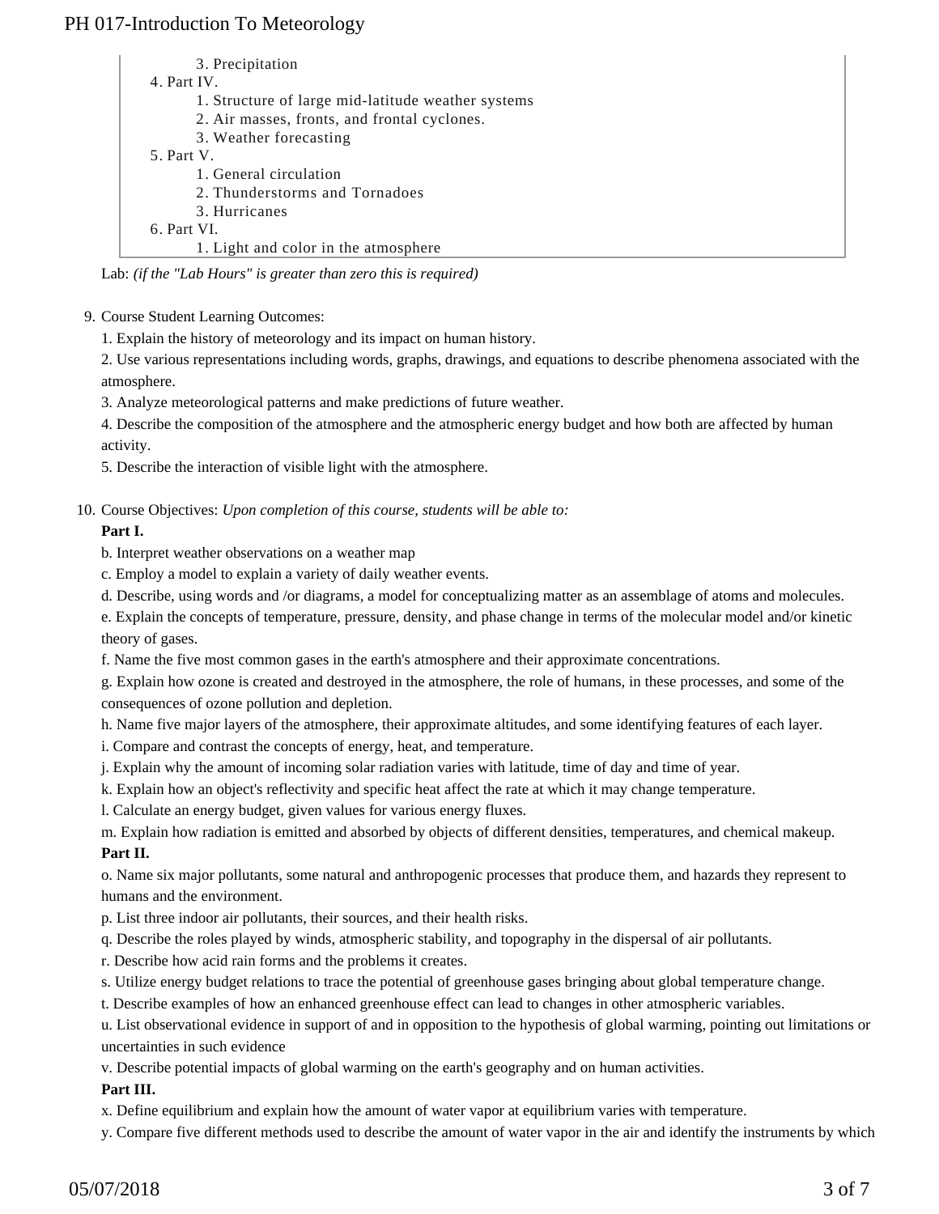3. Precipitation
4. Part IV.
    1. Structure of large mid-latitude weather systems
    2. Air masses, fronts, and frontal cyclones.
    3. Weather forecasting
5. Part V.
    1. General circulation
    2. Thunderstorms and Tornadoes
    3. Hurricanes
6. Part VI.
    1. Light and color in the atmosphere

Lab: *(if the "Lab Hours" is greater than zero this is required)*

9. Course Student Learning Outcomes:

1. Explain the history of meteorology and its impact on human history.

2. Use various representations including words, graphs, drawings, and equations to describe phenomena associated with the atmosphere.

3. Analyze meteorological patterns and make predictions of future weather.

4. Describe the composition of the atmosphere and the atmospheric energy budget and how both are affected by human activity.

5. Describe the interaction of visible light with the atmosphere.

10. Course Objectives: *Upon completion of this course, students will be able to:*

**Part I.**

b. Interpret weather observations on a weather map

c. Employ a model to explain a variety of daily weather events.

d. Describe, using words and /or diagrams, a model for conceptualizing matter as an assemblage of atoms and molecules.

e. Explain the concepts of temperature, pressure, density, and phase change in terms of the molecular model and/or kinetic theory of gases.

f. Name the five most common gases in the earth's atmosphere and their approximate concentrations.

g. Explain how ozone is created and destroyed in the atmosphere, the role of humans, in these processes, and some of the consequences of ozone pollution and depletion.

h. Name five major layers of the atmosphere, their approximate altitudes, and some identifying features of each layer.

i. Compare and contrast the concepts of energy, heat, and temperature.

j. Explain why the amount of incoming solar radiation varies with latitude, time of day and time of year.

k. Explain how an object's reflectivity and specific heat affect the rate at which it may change temperature.

l. Calculate an energy budget, given values for various energy fluxes.

m. Explain how radiation is emitted and absorbed by objects of different densities, temperatures, and chemical makeup.

**Part II.**

o. Name six major pollutants, some natural and anthropogenic processes that produce them, and hazards they represent to humans and the environment.

p. List three indoor air pollutants, their sources, and their health risks.

q. Describe the roles played by winds, atmospheric stability, and topography in the dispersal of air pollutants.

r. Describe how acid rain forms and the problems it creates.

s. Utilize energy budget relations to trace the potential of greenhouse gases bringing about global temperature change.

t. Describe examples of how an enhanced greenhouse effect can lead to changes in other atmospheric variables.

u. List observational evidence in support of and in opposition to the hypothesis of global warming, pointing out limitations or uncertainties in such evidence

v. Describe potential impacts of global warming on the earth's geography and on human activities.

**Part III.**

x. Define equilibrium and explain how the amount of water vapor at equilibrium varies with temperature.

y. Compare five different methods used to describe the amount of water vapor in the air and identify the instruments by which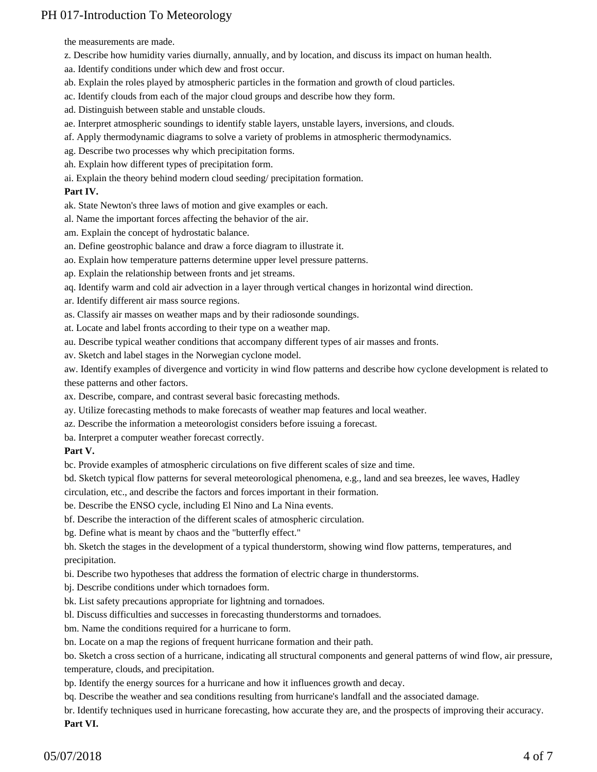the measurements are made.

z. Describe how humidity varies diurnally, annually, and by location, and discuss its impact on human health.

aa. Identify conditions under which dew and frost occur.

ab. Explain the roles played by atmospheric particles in the formation and growth of cloud particles.

ac. Identify clouds from each of the major cloud groups and describe how they form.

ad. Distinguish between stable and unstable clouds.

ae. Interpret atmospheric soundings to identify stable layers, unstable layers, inversions, and clouds.

af. Apply thermodynamic diagrams to solve a variety of problems in atmospheric thermodynamics.

ag. Describe two processes why which precipitation forms.

ah. Explain how different types of precipitation form.

ai. Explain the theory behind modern cloud seeding/ precipitation formation.

**Part IV.**

ak. State Newton's three laws of motion and give examples or each.

al. Name the important forces affecting the behavior of the air.

am. Explain the concept of hydrostatic balance.

an. Define geostrophic balance and draw a force diagram to illustrate it.

ao. Explain how temperature patterns determine upper level pressure patterns.

ap. Explain the relationship between fronts and jet streams.

aq. Identify warm and cold air advection in a layer through vertical changes in horizontal wind direction.

ar. Identify different air mass source regions.

as. Classify air masses on weather maps and by their radiosonde soundings.

at. Locate and label fronts according to their type on a weather map.

au. Describe typical weather conditions that accompany different types of air masses and fronts.

av. Sketch and label stages in the Norwegian cyclone model.

aw. Identify examples of divergence and vorticity in wind flow patterns and describe how cyclone development is related to these patterns and other factors.

ax. Describe, compare, and contrast several basic forecasting methods.

ay. Utilize forecasting methods to make forecasts of weather map features and local weather.

az. Describe the information a meteorologist considers before issuing a forecast.

ba. Interpret a computer weather forecast correctly.

**Part V.**

bc. Provide examples of atmospheric circulations on five different scales of size and time.

bd. Sketch typical flow patterns for several meteorological phenomena, e.g., land and sea breezes, lee waves, Hadley circulation, etc., and describe the factors and forces important in their formation.

be. Describe the ENSO cycle, including El Nino and La Nina events.

bf. Describe the interaction of the different scales of atmospheric circulation.

bg. Define what is meant by chaos and the "butterfly effect."

bh. Sketch the stages in the development of a typical thunderstorm, showing wind flow patterns, temperatures, and precipitation.

bi. Describe two hypotheses that address the formation of electric charge in thunderstorms.

bj. Describe conditions under which tornadoes form.

bk. List safety precautions appropriate for lightning and tornadoes.

bl. Discuss difficulties and successes in forecasting thunderstorms and tornadoes.

bm. Name the conditions required for a hurricane to form.

bn. Locate on a map the regions of frequent hurricane formation and their path.

bo. Sketch a cross section of a hurricane, indicating all structural components and general patterns of wind flow, air pressure, temperature, clouds, and precipitation.

bp. Identify the energy sources for a hurricane and how it influences growth and decay.

bq. Describe the weather and sea conditions resulting from hurricane's landfall and the associated damage.

br. Identify techniques used in hurricane forecasting, how accurate they are, and the prospects of improving their accuracy.

**Part VI.**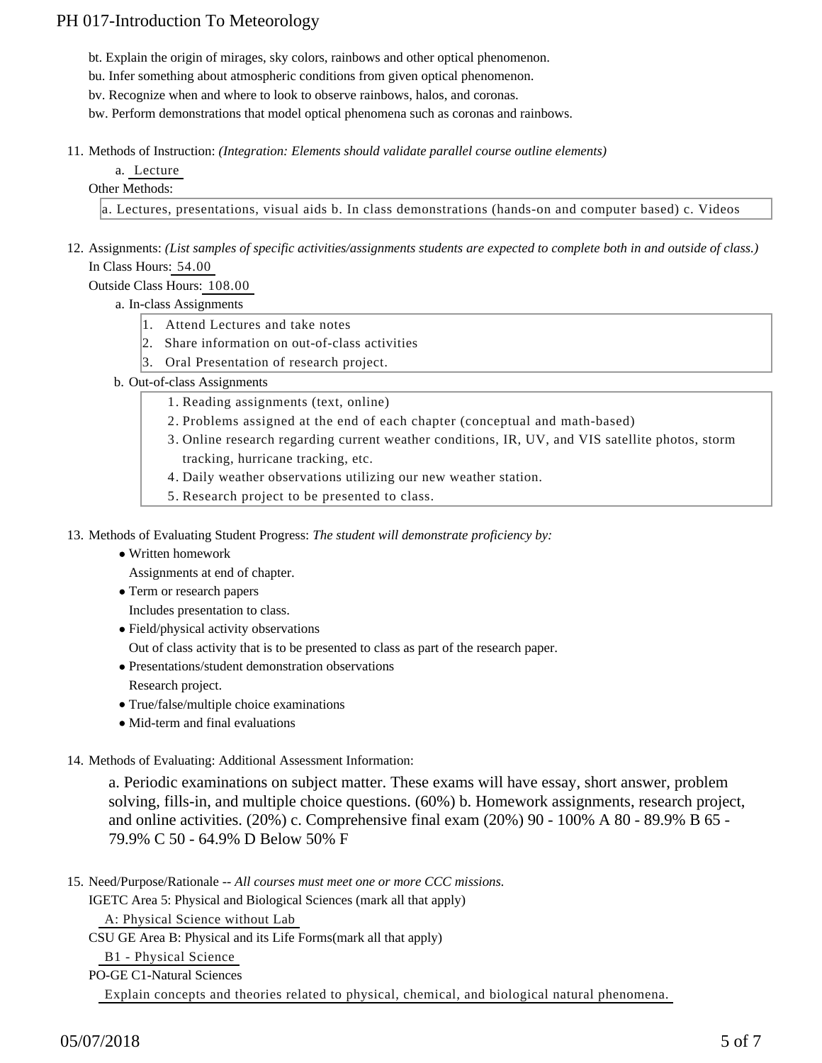bt. Explain the origin of mirages, sky colors, rainbows and other optical phenomenon.
bu. Infer something about atmospheric conditions from given optical phenomenon.
bv. Recognize when and where to look to observe rainbows, halos, and coronas.
bw. Perform demonstrations that model optical phenomena such as coronas and rainbows.

11. Methods of Instruction: *(Integration: Elements should validate parallel course outline elements)*

    a. Lecture

    Other Methods:

    a. Lectures, presentations, visual aids b. In class demonstrations (hands-on and computer based) c. Videos

12. Assignments: *(List samples of specific activities/assignments students are expected to complete both in and outside of class.)*

    In Class Hours: 54.00

    Outside Class Hours: 108.00

    a. In-class Assignments

    1. Attend Lectures and take notes
    2. Share information on out-of-class activities
    3. Oral Presentation of research project.

    b. Out-of-class Assignments

    1. Reading assignments (text, online)
    2. Problems assigned at the end of each chapter (conceptual and math-based)
    3. Online research regarding current weather conditions, IR, UV, and VIS satellite photos, storm tracking, hurricane tracking, etc.
    4. Daily weather observations utilizing our new weather station.
    5. Research project to be presented to class.

13. Methods of Evaluating Student Progress: *The student will demonstrate proficiency by:*

    - Written homework
      Assignments at end of chapter.
    - Term or research papers
      Includes presentation to class.
    - Field/physical activity observations
      Out of class activity that is to be presented to class as part of the research paper.
    - Presentations/student demonstration observations
      Research project.
    - True/false/multiple choice examinations
    - Mid-term and final evaluations

14. Methods of Evaluating: Additional Assessment Information:

    a. Periodic examinations on subject matter. These exams will have essay, short answer, problem solving, fills-in, and multiple choice questions. (60%) b. Homework assignments, research project, and online activities. (20%) c. Comprehensive final exam (20%) 90 - 100% A 80 - 89.9% B 65 - 79.9% C 50 - 64.9% D Below 50% F

15. Need/Purpose/Rationale -- *All courses must meet one or more CCC missions.*

    IGETC Area 5: Physical and Biological Sciences (mark all that apply)

    A: Physical Science without Lab

    CSU GE Area B: Physical and its Life Forms(mark all that apply)

    B1 - Physical Science

    PO-GE C1-Natural Sciences

    Explain concepts and theories related to physical, chemical, and biological natural phenomena.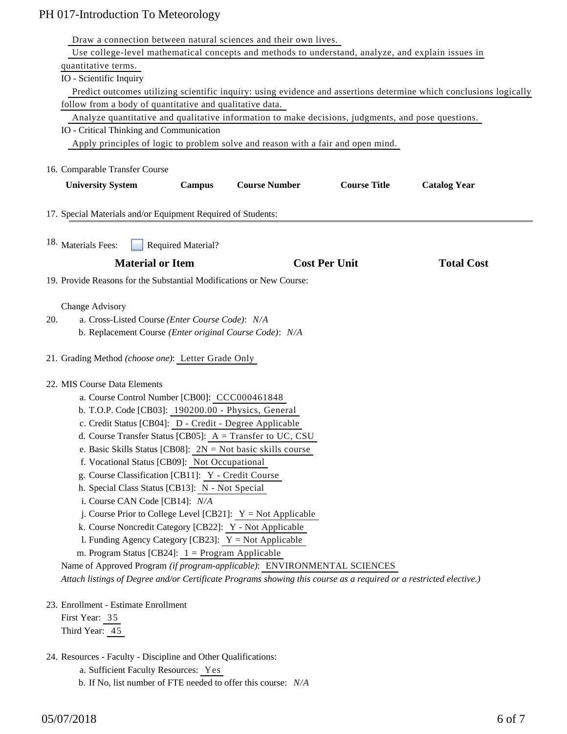Draw a connection between natural sciences and their own lives.

Use college-level mathematical concepts and methods to understand, analyze, and explain issues in quantitative terms.

IO - Scientific Inquiry

Predict outcomes utilizing scientific inquiry: using evidence and assertions determine which conclusions logically follow from a body of quantitative and qualitative data.

Analyze quantitative and qualitative information to make decisions, judgments, and pose questions.

IO - Critical Thinking and Communication

Apply principles of logic to problem solve and reason with a fair and open mind.

16. Comparable Transfer Course

| University System | Campus | Course Number | Course Title | Catalog Year |
|---|---|---|---|---|

17. Special Materials and/or Equipment Required of Students:

18. Materials Fees: ☐ Required Material?

| Material or Item | Cost Per Unit | Total Cost |
|---|---|---|

19. Provide Reasons for the Substantial Modifications or New Course:

Change Advisory

20. a. Cross-Listed Course *(Enter Course Code)*: *N/A*
    b. Replacement Course *(Enter original Course Code)*: *N/A*

21. Grading Method *(choose one)*: Letter Grade Only

22. MIS Course Data Elements
    a. Course Control Number [CB00]: CCC000461848
    b. T.O.P. Code [CB03]: 190200.00 - Physics, General
    c. Credit Status [CB04]: D - Credit - Degree Applicable
    d. Course Transfer Status [CB05]: A = Transfer to UC, CSU
    e. Basic Skills Status [CB08]: 2N = Not basic skills course
    f. Vocational Status [CB09]: Not Occupational
    g. Course Classification [CB11]: Y - Credit Course
    h. Special Class Status [CB13]: N - Not Special
    i. Course CAN Code [CB14]: *N/A*
    j. Course Prior to College Level [CB21]: Y = Not Applicable
    k. Course Noncredit Category [CB22]: Y - Not Applicable
    l. Funding Agency Category [CB23]: Y = Not Applicable
    m. Program Status [CB24]: 1 = Program Applicable

    Name of Approved Program *(if program-applicable)*: ENVIRONMENTAL SCIENCES

    *Attach listings of Degree and/or Certificate Programs showing this course as a required or a restricted elective.)*

23. Enrollment - Estimate Enrollment
    First Year: 35
    Third Year: 45

24. Resources - Faculty - Discipline and Other Qualifications:
    a. Sufficient Faculty Resources: Yes
    b. If No, list number of FTE needed to offer this course: *N/A*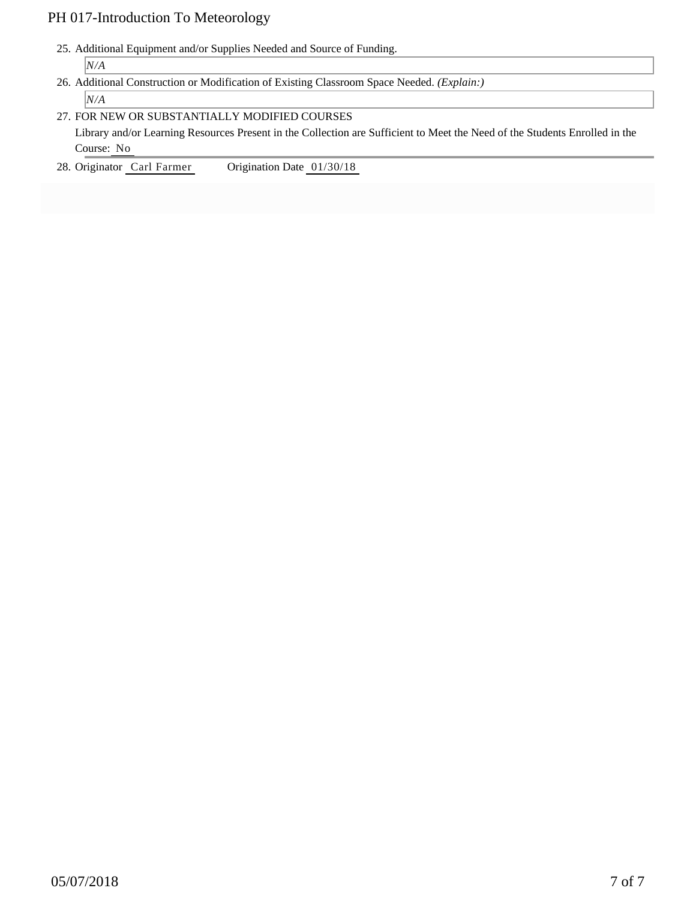25. Additional Equipment and/or Supplies Needed and Source of Funding.

    *N/A*

26. Additional Construction or Modification of Existing Classroom Space Needed. *(Explain:)*

    *N/A*

27. FOR NEW OR SUBSTANTIALLY MODIFIED COURSES

    Library and/or Learning Resources Present in the Collection are Sufficient to Meet the Need of the Students Enrolled in the Course: No

28. Originator Carl Farmer    Origination Date 01/30/18